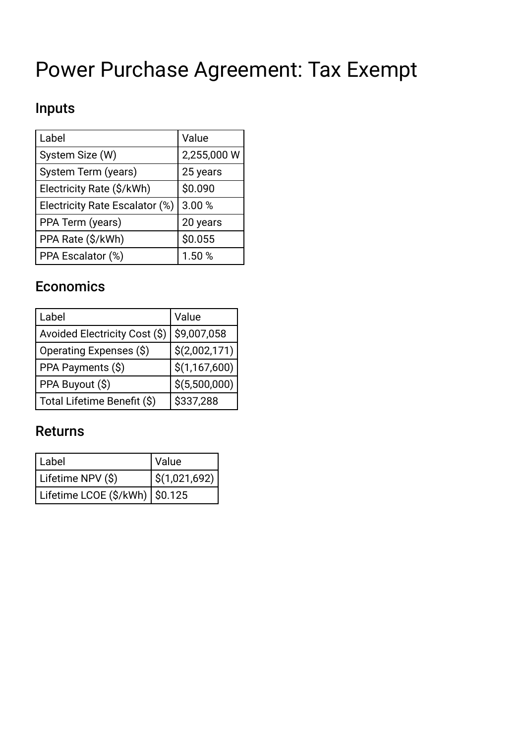# Power Purchase Agreement: Tax Exempt

## Inputs

| Label | Value |
| --- | --- |
| System Size (W) | 2,255,000 W |
| System Term (years) | 25 years |
| Electricity Rate ($/kWh) | $0.090 |
| Electricity Rate Escalator (%) | 3.00 % |
| PPA Term (years) | 20 years |
| PPA Rate ($/kWh) | $0.055 |
| PPA Escalator (%) | 1.50 % |

## Economics

| Label | Value |
| --- | --- |
| Avoided Electricity Cost ($) | $9,007,058 |
| Operating Expenses ($) | $(2,002,171) |
| PPA Payments ($) | $(1,167,600) |
| PPA Buyout ($) | $(5,500,000) |
| Total Lifetime Benefit ($) | $337,288 |

## Returns

| Label | Value |
| --- | --- |
| Lifetime NPV ($) | $(1,021,692) |
| Lifetime LCOE ($/kWh) | $0.125 |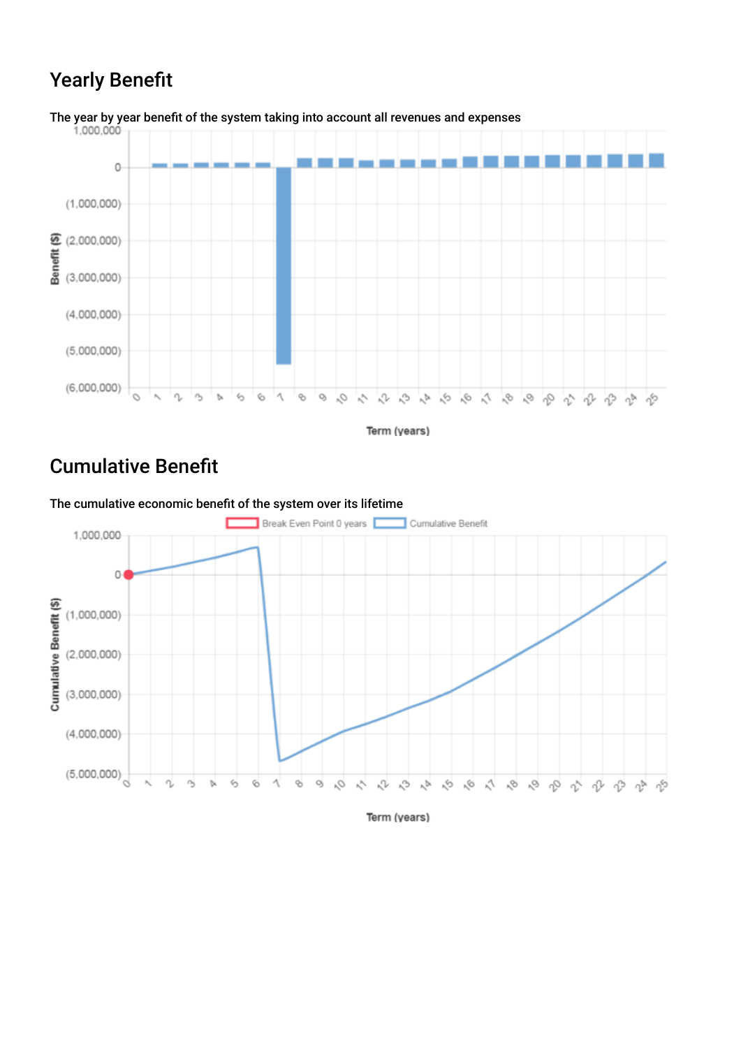## Yearly Benefit

The year by year benefit of the system taking into account all revenues and expenses

## Cumulative Benefit

The cumulative economic benefit of the system over its lifetime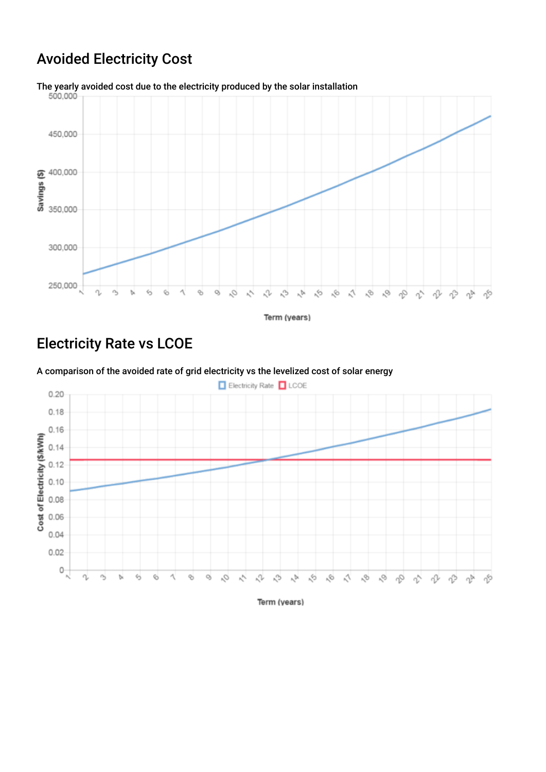## Avoided Electricity Cost

The yearly avoided cost due to the electricity produced by the solar installation

## Electricity Rate vs LCOE

A comparison of the avoided rate of grid electricity vs the levelized cost of solar energy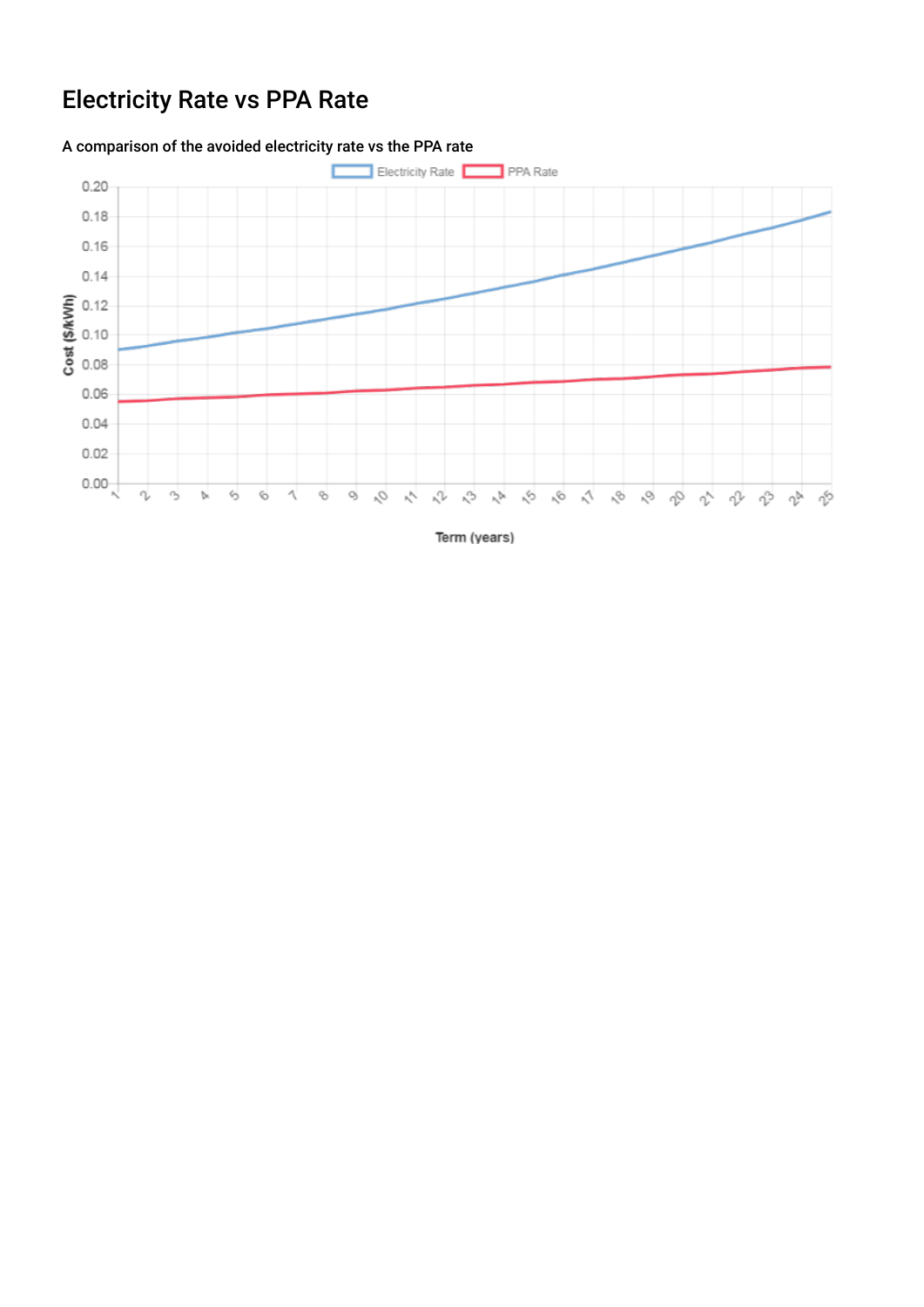## Electricity Rate vs PPA Rate

A comparison of the avoided electricity rate vs the PPA rate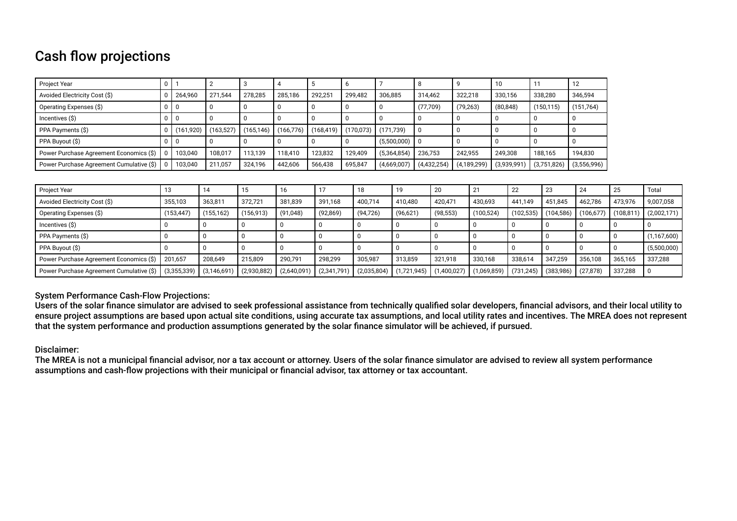# Cash flow projections

| Project Year | 0 | 1 | 2 | 3 | 4 | 5 | 6 | 7 | 8 | 9 | 10 | 11 | 12 |
|---|---|---|---|---|---|---|---|---|---|---|---|---|---|
| Avoided Electricity Cost ($) | 0 | 264,960 | 271,544 | 278,285 | 285,186 | 292,251 | 299,482 | 306,885 | 314,462 | 322,218 | 330,156 | 338,280 | 346,594 |
| Operating Expenses ($) | 0 | 0 | 0 | 0 | 0 | 0 | 0 | 0 | (77,709) | (79,263) | (80,848) | (150,115) | (151,764) |
| Incentives ($) | 0 | 0 | 0 | 0 | 0 | 0 | 0 | 0 | 0 | 0 | 0 | 0 | 0 |
| PPA Payments ($) | 0 | (161,920) | (163,527) | (165,146) | (166,776) | (168,419) | (170,073) | (171,739) | 0 | 0 | 0 | 0 | 0 |
| PPA Buyout ($) | 0 | 0 | 0 | 0 | 0 | 0 | 0 | (5,500,000) | 0 | 0 | 0 | 0 | 0 |
| Power Purchase Agreement Economics ($) | 0 | 103,040 | 108,017 | 113,139 | 118,410 | 123,832 | 129,409 | (5,364,854) | 236,753 | 242,955 | 249,308 | 188,165 | 194,830 |
| Power Purchase Agreement Cumulative ($) | 0 | 103,040 | 211,057 | 324,196 | 442,606 | 566,438 | 695,847 | (4,669,007) | (4,432,254) | (4,189,299) | (3,939,991) | (3,751,826) | (3,556,996) |

| Project Year | 13 | 14 | 15 | 16 | 17 | 18 | 19 | 20 | 21 | 22 | 23 | 24 | 25 | Total |
|---|---|---|---|---|---|---|---|---|---|---|---|---|---|---|
| Avoided Electricity Cost ($) | 355,103 | 363,811 | 372,721 | 381,839 | 391,168 | 400,714 | 410,480 | 420,471 | 430,693 | 441,149 | 451,845 | 462,786 | 473,976 | 9,007,058 |
| Operating Expenses ($) | (153,447) | (155,162) | (156,913) | (91,048) | (92,869) | (94,726) | (96,621) | (98,553) | (100,524) | (102,535) | (104,586) | (106,677) | (108,811) | (2,002,171) |
| Incentives ($) | 0 | 0 | 0 | 0 | 0 | 0 | 0 | 0 | 0 | 0 | 0 | 0 | 0 | 0 |
| PPA Payments ($) | 0 | 0 | 0 | 0 | 0 | 0 | 0 | 0 | 0 | 0 | 0 | 0 | 0 | (1,167,600) |
| PPA Buyout ($) | 0 | 0 | 0 | 0 | 0 | 0 | 0 | 0 | 0 | 0 | 0 | 0 | 0 | (5,500,000) |
| Power Purchase Agreement Economics ($) | 201,657 | 208,649 | 215,809 | 290,791 | 298,299 | 305,987 | 313,859 | 321,918 | 330,168 | 338,614 | 347,259 | 356,108 | 365,165 | 337,288 |
| Power Purchase Agreement Cumulative ($) | (3,355,339) | (3,146,691) | (2,930,882) | (2,640,091) | (2,341,791) | (2,035,804) | (1,721,945) | (1,400,027) | (1,069,859) | (731,245) | (383,986) | (27,878) | 337,288 | 0 |

System Performance Cash-Flow Projections:
Users of the solar finance simulator are advised to seek professional assistance from technically qualified solar developers, financial advisors, and their local utility to ensure project assumptions are based upon actual site conditions, using accurate tax assumptions, and local utility rates and incentives. The MREA does not represent that the system performance and production assumptions generated by the solar finance simulator will be achieved, if pursued.

Disclaimer:
The MREA is not a municipal financial advisor, nor a tax account or attorney. Users of the solar finance simulator are advised to review all system performance assumptions and cash-flow projections with their municipal or financial advisor, tax attorney or tax accountant.